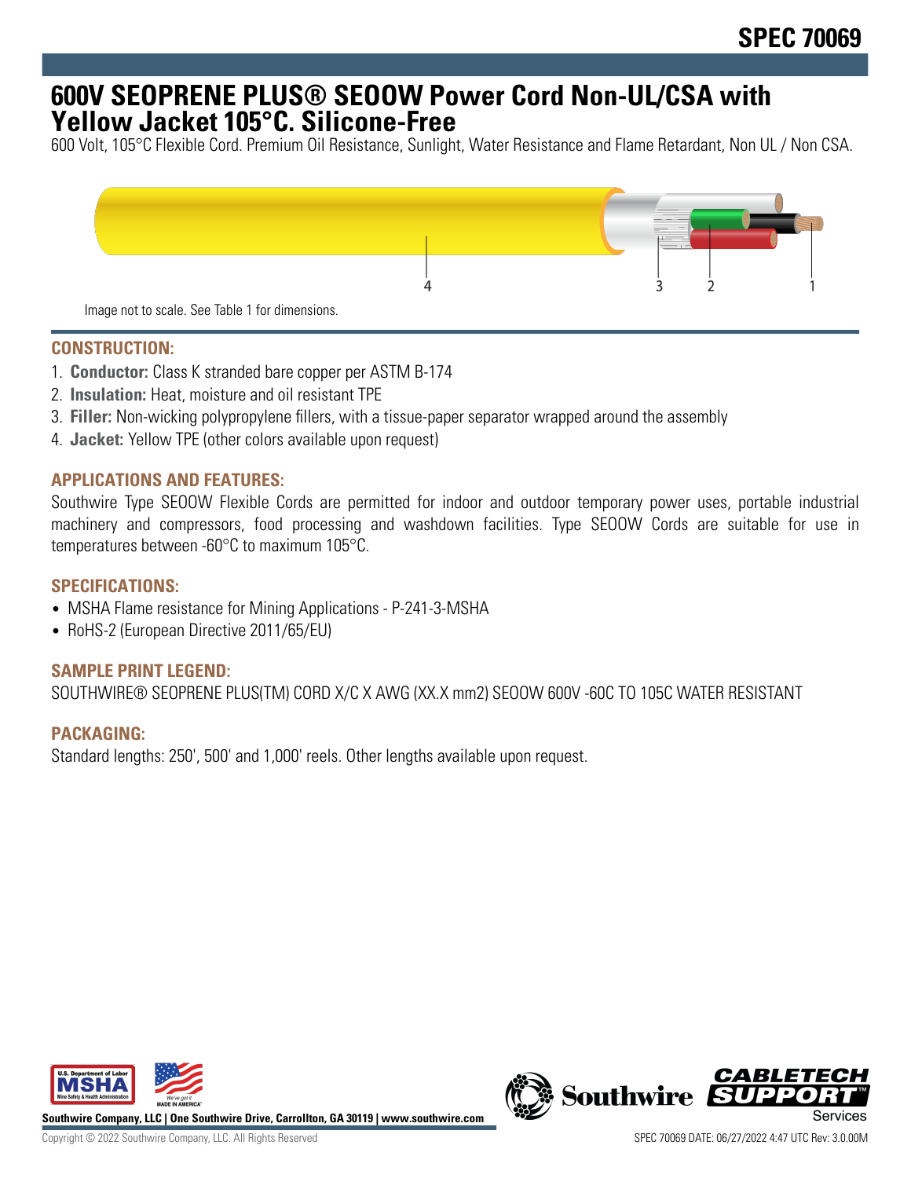# 600V SEOPRENE PLUS® SEOOW Power Cord Non-UL/CSA with Yellow Jacket 105°C. Silicone-Free

600 Volt, 105°C Flexible Cord. Premium Oil Resistance, Sunlight, Water Resistance and Flame Retardant, Non UL / Non CSA.

Image not to scale. See Table 1 for dimensions.

## CONSTRUCTION:

1. **Conductor:** Class K stranded bare copper per ASTM B-174
2. **Insulation:** Heat, moisture and oil resistant TPE
3. **Filler:** Non-wicking polypropylene fillers, with a tissue-paper separator wrapped around the assembly
4. **Jacket:** Yellow TPE (other colors available upon request)

## APPLICATIONS AND FEATURES:

Southwire Type SEOOW Flexible Cords are permitted for indoor and outdoor temporary power uses, portable industrial machinery and compressors, food processing and washdown facilities. Type SEOOW Cords are suitable for use in temperatures between -60°C to maximum 105°C.

## SPECIFICATIONS:

- MSHA Flame resistance for Mining Applications - P-241-3-MSHA
- RoHS-2 (European Directive 2011/65/EU)

## SAMPLE PRINT LEGEND:

SOUTHWIRE® SEOPRENE PLUS(TM) CORD X/C X AWG (XX.X mm2) SEOOW 600V -60C TO 105C WATER RESISTANT

## PACKAGING:

Standard lengths: 250', 500' and 1,000' reels. Other lengths available upon request.

Southwire Company, LLC | One Southwire Drive, Carrollton, GA 30119 | www.southwire.com

Copyright © 2022 Southwire Company, LLC. All Rights Reserved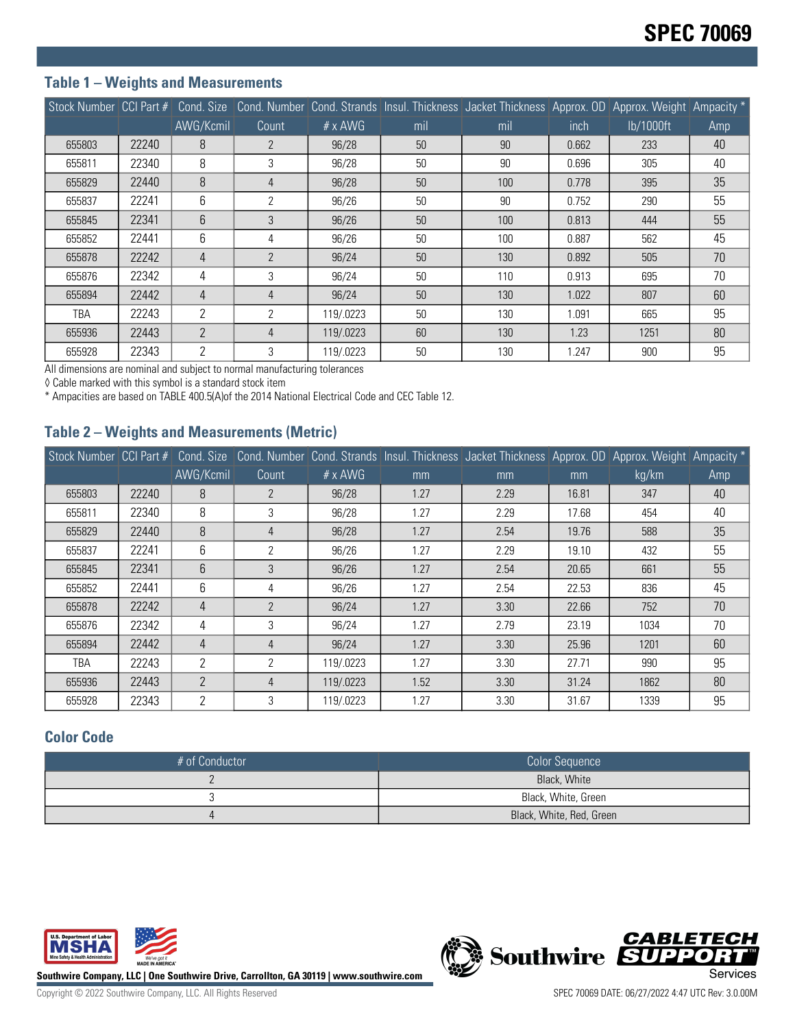# SPEC 70069

## Table 1 – Weights and Measurements

| Stock Number | CCI Part # | Cond. Size | Cond. Number | Cond. Strands | Insul. Thickness | Jacket Thickness | Approx. OD | Approx. Weight | Ampacity * |
|---|---|---|---|---|---|---|---|---|---|
| | | AWG/Kcmil | Count | # x AWG | mil | mil | inch | lb/1000ft | Amp |
| 655803 | 22240 | 8 | 2 | 96/28 | 50 | 90 | 0.662 | 233 | 40 |
| 655811 | 22340 | 8 | 3 | 96/28 | 50 | 90 | 0.696 | 305 | 40 |
| 655829 | 22440 | 8 | 4 | 96/28 | 50 | 100 | 0.778 | 395 | 35 |
| 655837 | 22241 | 6 | 2 | 96/26 | 50 | 90 | 0.752 | 290 | 55 |
| 655845 | 22341 | 6 | 3 | 96/26 | 50 | 100 | 0.813 | 444 | 55 |
| 655852 | 22441 | 6 | 4 | 96/26 | 50 | 100 | 0.887 | 562 | 45 |
| 655878 | 22242 | 4 | 2 | 96/24 | 50 | 130 | 0.892 | 505 | 70 |
| 655876 | 22342 | 4 | 3 | 96/24 | 50 | 110 | 0.913 | 695 | 70 |
| 655894 | 22442 | 4 | 4 | 96/24 | 50 | 130 | 1.022 | 807 | 60 |
| TBA | 22243 | 2 | 2 | 119/.0223 | 50 | 130 | 1.091 | 665 | 95 |
| 655936 | 22443 | 2 | 4 | 119/.0223 | 60 | 130 | 1.23 | 1251 | 80 |
| 655928 | 22343 | 2 | 3 | 119/.0223 | 50 | 130 | 1.247 | 900 | 95 |

All dimensions are nominal and subject to normal manufacturing tolerances

◊ Cable marked with this symbol is a standard stock item

* Ampacities are based on TABLE 400.5(A)of the 2014 National Electrical Code and CEC Table 12.

## Table 2 – Weights and Measurements (Metric)

| Stock Number | CCI Part # | Cond. Size | Cond. Number | Cond. Strands | Insul. Thickness | Jacket Thickness | Approx. OD | Approx. Weight | Ampacity * |
|---|---|---|---|---|---|---|---|---|---|
| | | AWG/Kcmil | Count | # x AWG | mm | mm | mm | kg/km | Amp |
| 655803 | 22240 | 8 | 2 | 96/28 | 1.27 | 2.29 | 16.81 | 347 | 40 |
| 655811 | 22340 | 8 | 3 | 96/28 | 1.27 | 2.29 | 17.68 | 454 | 40 |
| 655829 | 22440 | 8 | 4 | 96/28 | 1.27 | 2.54 | 19.76 | 588 | 35 |
| 655837 | 22241 | 6 | 2 | 96/26 | 1.27 | 2.29 | 19.10 | 432 | 55 |
| 655845 | 22341 | 6 | 3 | 96/26 | 1.27 | 2.54 | 20.65 | 661 | 55 |
| 655852 | 22441 | 6 | 4 | 96/26 | 1.27 | 2.54 | 22.53 | 836 | 45 |
| 655878 | 22242 | 4 | 2 | 96/24 | 1.27 | 3.30 | 22.66 | 752 | 70 |
| 655876 | 22342 | 4 | 3 | 96/24 | 1.27 | 2.79 | 23.19 | 1034 | 70 |
| 655894 | 22442 | 4 | 4 | 96/24 | 1.27 | 3.30 | 25.96 | 1201 | 60 |
| TBA | 22243 | 2 | 2 | 119/.0223 | 1.27 | 3.30 | 27.71 | 990 | 95 |
| 655936 | 22443 | 2 | 4 | 119/.0223 | 1.52 | 3.30 | 31.24 | 1862 | 80 |
| 655928 | 22343 | 2 | 3 | 119/.0223 | 1.27 | 3.30 | 31.67 | 1339 | 95 |

## Color Code

| # of Conductor | Color Sequence |
|---|---|
| 2 | Black, White |
| 3 | Black, White, Green |
| 4 | Black, White, Red, Green |

Southwire Company, LLC | One Southwire Drive, Carrollton, GA 30119 | www.southwire.com

Copyright © 2022 Southwire Company, LLC. All Rights Reserved

SPEC 70069 DATE: 06/27/2022 4:47 UTC Rev: 3.0.00M